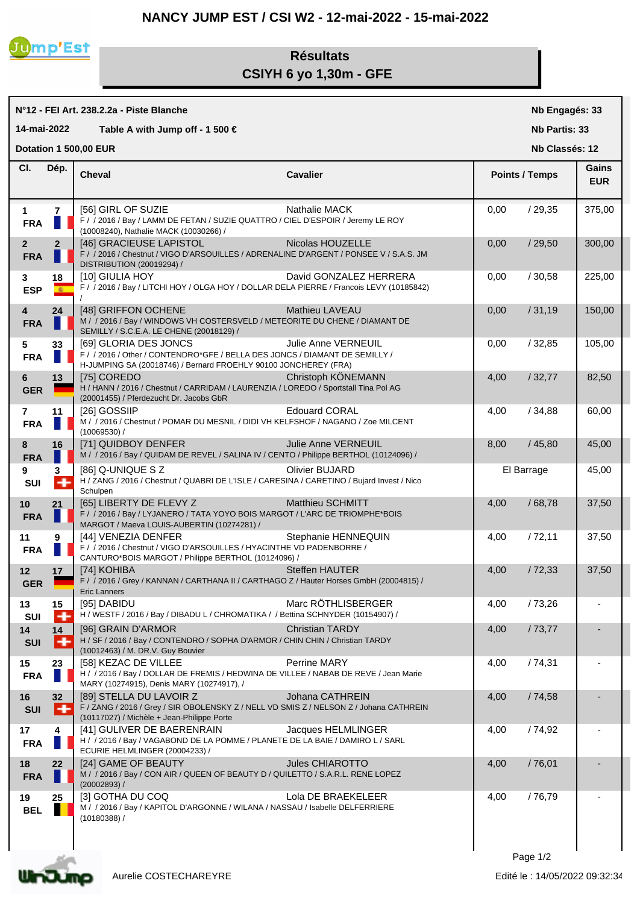# NANCY JUMP EST / CSI W2 - 12-mai-2022 - 15-mai-2022

## Résultats
## CSIYH 6 yo 1,30m - GFE

**N°12 - FEI Art. 238.2.2a - Piste Blanche**

**14-mai-2022** **Table A with Jump off - 1 500 €**

**Dotation 1 500,00 EUR**

**Nb Engagés: 33**
**Nb Partis: 33**
**Nb Classés: 12**

| Cl. | Dép. | Cheval | Cavalier | Points / Temps | Gains EUR |
|---|---|---|---|---|---|
| 1 FRA | 7 | [56] GIRL OF SUZIE<br>F / / 2016 / Bay / LAMM DE FETAN / SUZIE QUATTRO / CIEL D'ESPOIR / Jeremy LE ROY (10008240), Nathalie MACK (10030266) / | Nathalie MACK | 0,00 / 29,35 | 375,00 |
| 2 FRA | 2 | [46] GRACIEUSE LAPISTOL<br>F / / 2016 / Chestnut / VIGO D'ARSOUILLES / ADRENALINE D'ARGENT / PONSEE V / S.A.S. JM DISTRIBUTION (20019294) / | Nicolas HOUZELLE | 0,00 / 29,50 | 300,00 |
| 3 ESP | 18 | [10] GIULIA HOY<br>F / / 2016 / Bay / LITCHI HOY / OLGA HOY / DOLLAR DELA PIERRE / Francois LEVY (10185842) / | David GONZALEZ HERRERA | 0,00 / 30,58 | 225,00 |
| 4 FRA | 24 | [48] GRIFFON OCHENE<br>M / / 2016 / Bay / WINDOWS VH COSTERSVELD / METEORITE DU CHENE / DIAMANT DE SEMILLY / S.C.E.A. LE CHENE (20018129) / | Mathieu LAVEAU | 0,00 / 31,19 | 150,00 |
| 5 FRA | 33 | [69] GLORIA DES JONCS<br>F / / 2016 / Other / CONTENDRO*GFE / BELLA DES JONCS / DIAMANT DE SEMILLY / H-JUMPING SA (20018746) / Bernard FROEHLY 90100 JONCHEREY (FRA) | Julie Anne VERNEUIL | 0,00 / 32,85 | 105,00 |
| 6 GER | 13 | [75] COREDO<br>H / HANN / 2016 / Chestnut / CARRIDAM / LAURENZIA / LOREDO / Sportstall Tina Pol AG (20001455) / Pferdezucht Dr. Jacobs GbR | Christoph KÖNEMANN | 4,00 / 32,77 | 82,50 |
| 7 FRA | 11 | [26] GOSSIIP<br>M / / 2016 / Chestnut / POMAR DU MESNIL / DIDI VH KELFSHOF / NAGANO / Zoe MILCENT (10069530) / | Edouard CORAL | 4,00 / 34,88 | 60,00 |
| 8 FRA | 16 | [71] QUIDBOY DENFER<br>M / / 2016 / Bay / QUIDAM DE REVEL / SALINA IV / CENTO / Philippe BERTHOL (10124096) / | Julie Anne VERNEUIL | 8,00 / 45,80 | 45,00 |
| 9 SUI | 3 | [86] Q-UNIQUE S Z<br>H / ZANG / 2016 / Chestnut / QUABRI DE L'ISLE / CARESINA / CARETINO / Bujard Invest / Nico Schulpen | Olivier BUJARD | El Barrage | 45,00 |
| 10 FRA | 21 | [65] LIBERTY DE FLEVY Z<br>F / / 2016 / Bay / LYJANERO / TATA YOYO BOIS MARGOT / L'ARC DE TRIOMPHE*BOIS MARGOT / Maeva LOUIS-AUBERTIN (10274281) / | Matthieu SCHMITT | 4,00 / 68,78 | 37,50 |
| 11 FRA | 9 | [44] VENEZIA DENFER<br>F / / 2016 / Chestnut / VIGO D'ARSOUILLES / HYACINTHE VD PADENBORRE / CANTURO*BOIS MARGOT / Philippe BERTHOL (10124096) / | Stephanie HENNEQUIN | 4,00 / 72,11 | 37,50 |
| 12 GER | 17 | [74] KOHIBA<br>F / / 2016 / Grey / KANNAN / CARTHANA II / CARTHAGO Z / Hauter Horses GmbH (20004815) / Eric Lanners | Steffen HAUTER | 4,00 / 72,33 | 37,50 |
| 13 SUI | 15 | [95] DABIDU<br>H / WESTF / 2016 / Bay / DIBADU L / CHROMATIKA / / Bettina SCHNYDER (10154907) / | Marc RÖTHLISBERGER | 4,00 / 73,26 | - |
| 14 SUI | 14 | [96] GRAIN D'ARMOR<br>H / SF / 2016 / Bay / CONTENDRO / SOPHA D'ARMOR / CHIN CHIN / Christian TARDY (10012463) / M. DR.V. Guy Bouvier | Christian TARDY | 4,00 / 73,77 | - |
| 15 FRA | 23 | [58] KEZAC DE VILLEE<br>H / / 2016 / Bay / DOLLAR DE FREMIS / HEDWINA DE VILLEE / NABAB DE REVE / Jean Marie MARY (10274915), Denis MARY (10274917), / | Perrine MARY | 4,00 / 74,31 | - |
| 16 SUI | 32 | [89] STELLA DU LAVOIR Z<br>F / ZANG / 2016 / Grey / SIR OBOLENSKY Z / NELL VD SMIS Z / NELSON Z / Johana CATHREIN (10117027) / Michèle + Jean-Philippe Porte | Johana CATHREIN | 4,00 / 74,58 | - |
| 17 FRA | 4 | [41] GULIVER DE BAERENRAIN<br>H / / 2016 / Bay / VAGABOND DE LA POMME / PLANETE DE LA BAIE / DAMIRO L / SARL ECURIE HELMLINGER (20004233) / | Jacques HELMLINGER | 4,00 / 74,92 | - |
| 18 FRA | 22 | [24] GAME OF BEAUTY<br>M / / 2016 / Bay / CON AIR / QUEEN OF BEAUTY D / QUILETTO / S.A.R.L. RENE LOPEZ (20002893) / | Jules CHIAROTTO | 4,00 / 76,01 | - |
| 19 BEL | 25 | [3] GOTHA DU COQ<br>M / / 2016 / Bay / KAPITOL D'ARGONNE / WILANA / NASSAU / Isabelle DELFERRIERE (10180388) / | Lola DE BRAEKELEER | 4,00 / 76,79 | - |

Aurelie COSTECHAREYRE

Edité le : 14/05/2022 09:32:34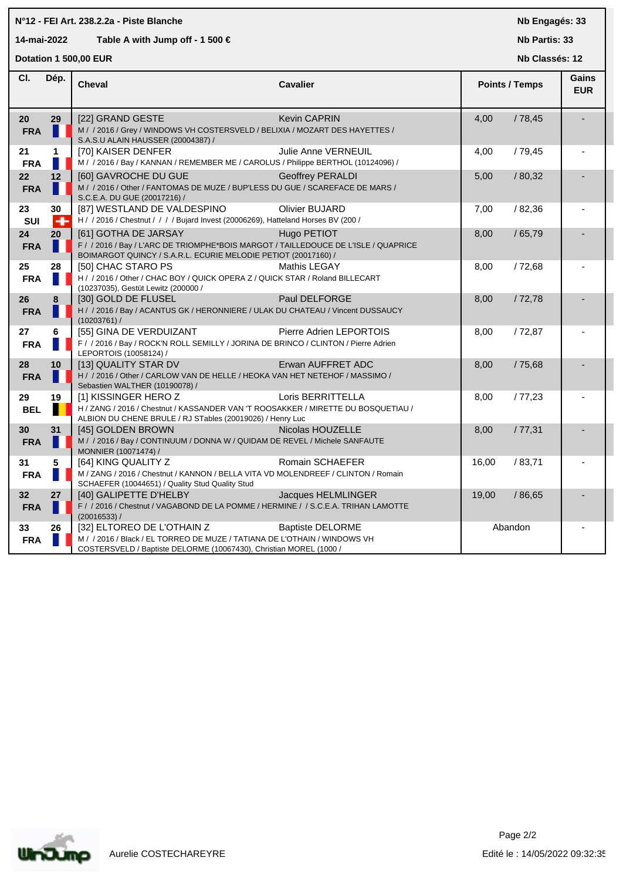**N°12 - FEI Art. 238.2.2a - Piste Blanche**

**14-mai-2022** **Table A with Jump off - 1 500 €**

**Dotation 1 500,00 EUR**

**Nb Engagés: 33**
**Nb Partis: 33**
**Nb Classés: 12**

| Cl. | Dép. | Cheval | Cavalier | Points / Temps | Gains EUR |
|---|---|---|---|---|---|
| 20 FRA | 29 | [22] GRAND GESTE<br>M / / 2016 / Grey / WINDOWS VH COSTERSVELD / BELIXIA / MOZART DES HAYETTES / S.A.S.U ALAIN HAUSSER (20004387) / | Kevin CAPRIN | 4,00 / 78,45 | - |
| 21 FRA | 1 | [70] KAISER DENFER<br>M / / 2016 / Bay / KANNAN / REMEMBER ME / CAROLUS / Philippe BERTHOL (10124096) / | Julie Anne VERNEUIL | 4,00 / 79,45 | - |
| 22 FRA | 12 | [60] GAVROCHE DU GUE<br>M / / 2016 / Other / FANTOMAS DE MUZE / BUP'LESS DU GUE / SCAREFACE DE MARS / S.C.E.A. DU GUE (20017216) / | Geoffrey PERALDI | 5,00 / 80,32 | - |
| 23 SUI | 30 | [87] WESTLAND DE VALDESPINO<br>H / / 2016 / Chestnut / / / / Bujard Invest (20006269), Hatteland Horses BV (200 / | Olivier BUJARD | 7,00 / 82,36 | - |
| 24 FRA | 20 | [61] GOTHA DE JARSAY<br>F / / 2016 / Bay / L'ARC DE TRIOMPHE*BOIS MARGOT / TAILLEDOUCE DE L'ISLE / QUAPRICE BOIMARGOT QUINCY / S.A.R.L. ECURIE MELODIE PETIOT (20017160) / | Hugo PETIOT | 8,00 / 65,79 | - |
| 25 FRA | 28 | [50] CHAC STARO PS<br>H / / 2016 / Other / CHAC BOY / QUICK OPERA Z / QUICK STAR / Roland BILLECART (10237035), Gestüt Lewitz (200000 / | Mathis LEGAY | 8,00 / 72,68 | - |
| 26 FRA | 8 | [30] GOLD DE FLUSEL<br>H / / 2016 / Bay / ACANTUS GK / HERONNIERE / ULAK DU CHATEAU / Vincent DUSSAUCY (10203761) / | Paul DELFORGE | 8,00 / 72,78 | - |
| 27 FRA | 6 | [55] GINA DE VERDUIZANT<br>F / / 2016 / Bay / ROCK'N ROLL SEMILLY / JORINA DE BRINCO / CLINTON / Pierre Adrien LEPORTOIS (10058124) / | Pierre Adrien LEPORTOIS | 8,00 / 72,87 | - |
| 28 FRA | 10 | [13] QUALITY STAR DV<br>H / / 2016 / Other / CARLOW VAN DE HELLE / HEOKA VAN HET NETEHOF / MASSIMO / Sebastien WALTHER (10190078) / | Erwan AUFFRET ADC | 8,00 / 75,68 | - |
| 29 BEL | 19 | [1] KISSINGER HERO Z<br>H / ZANG / 2016 / Chestnut / KASSANDER VAN 'T ROOSAKKER / MIRETTE DU BOSQUETIAU / ALBION DU CHENE BRULE / RJ STables (20019026) / Henry Luc | Loris BERRITTELLA | 8,00 / 77,23 | - |
| 30 FRA | 31 | [45] GOLDEN BROWN<br>M / / 2016 / Bay / CONTINUUM / DONNA W / QUIDAM DE REVEL / Michele SANFAUTE MONNIER (10071474) / | Nicolas HOUZELLE | 8,00 / 77,31 | - |
| 31 FRA | 5 | [64] KING QUALITY Z<br>M / ZANG / 2016 / Chestnut / KANNON / BELLA VITA VD MOLENDREEF / CLINTON / Romain SCHAEFER (10044651) / Quality Stud Quality Stud | Romain SCHAEFER | 16,00 / 83,71 | - |
| 32 FRA | 27 | [40] GALIPETTE D'HELBY<br>F / / 2016 / Chestnut / VAGABOND DE LA POMME / HERMINE / / S.C.E.A. TRIHAN LAMOTTE (20016533) / | Jacques HELMLINGER | 19,00 / 86,65 | - |
| 33 FRA | 26 | [32] ELTOREO DE L'OTHAIN Z<br>M / / 2016 / Black / EL TORREO DE MUZE / TATIANA DE L'OTHAIN / WINDOWS VH COSTERSVELD / Baptiste DELORME (10067430), Christian MOREL (1000 / | Baptiste DELORME | Abandon | - |

Aurelie COSTECHAREYRE

Edité le : 14/05/2022 09:32:35